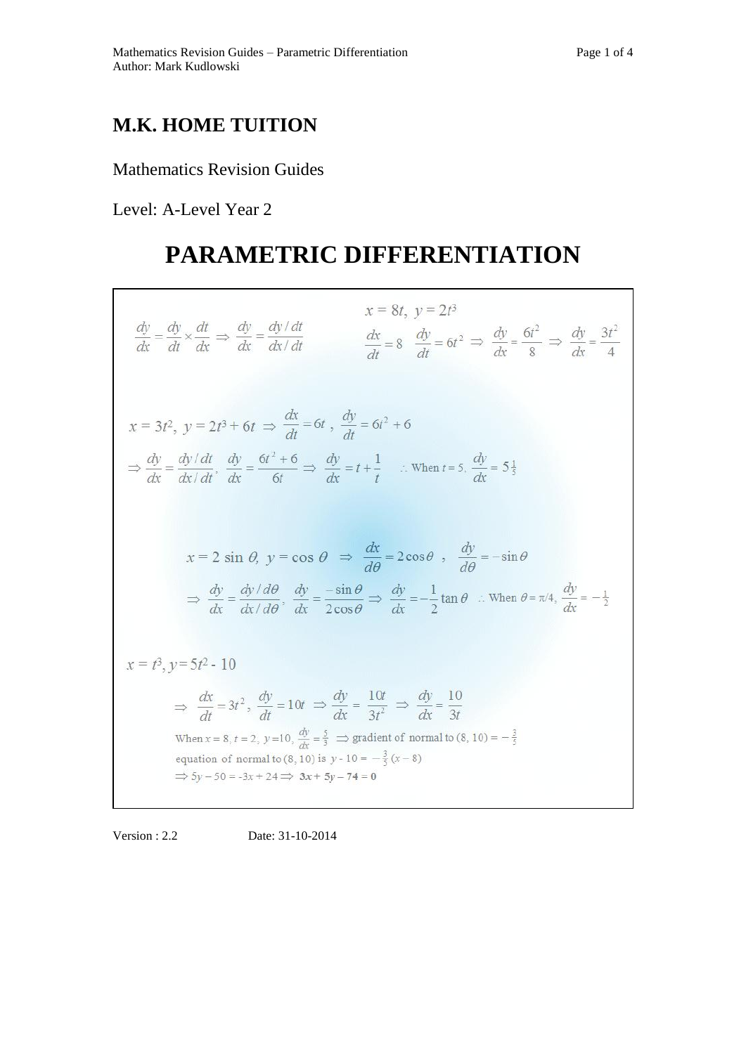# M.K. HOME TUITION

Mathematics Revision Guides

Level: A-Level Year 2

# PARAMETRIC DIFFERENTIATION

$$\frac{dy}{dx} = \frac{dy}{dt} \times \frac{dt}{dx} \Rightarrow \frac{dy}{dx} = \frac{dy/dt}{dx/dt}$$

$x = 8t,\ y = 2t^3$

$$\frac{dx}{dt} = 8 \quad \frac{dy}{dt} = 6t^2 \Rightarrow \frac{dy}{dx} = \frac{6t^2}{8} \Rightarrow \frac{dy}{dx} = \frac{3t^2}{4}$$

$$x = 3t^2,\ y = 2t^3 + 6t \Rightarrow \frac{dx}{dt} = 6t\ ,\ \frac{dy}{dt} = 6t^2 + 6$$

$$\Rightarrow \frac{dy}{dx} = \frac{dy/dt}{dx/dt},\ \frac{dy}{dx} = \frac{6t^2 + 6}{6t} \Rightarrow \frac{dy}{dx} = t + \frac{1}{t} \quad \therefore \text{When } t = 5,\ \frac{dy}{dx} = 5\tfrac{1}{5}$$

$$x = 2\sin\theta,\ y = \cos\theta \Rightarrow \frac{dx}{d\theta} = 2\cos\theta\ ,\ \frac{dy}{d\theta} = -\sin\theta$$

$$\Rightarrow \frac{dy}{dx} = \frac{dy/d\theta}{dx/d\theta},\ \frac{dy}{dx} = \frac{-\sin\theta}{2\cos\theta} \Rightarrow \frac{dy}{dx} = -\frac{1}{2}\tan\theta \quad \therefore \text{When } \theta = \pi/4,\ \frac{dy}{dx} = -\tfrac{1}{2}$$

$x = t^3,\ y = 5t^2 - 10$

$$\Rightarrow \frac{dx}{dt} = 3t^2,\ \frac{dy}{dt} = 10t \Rightarrow \frac{dy}{dx} = \frac{10t}{3t^2} \Rightarrow \frac{dy}{dx} = \frac{10}{3t}$$

When $x = 8,\ t = 2,\ y = 10,\ \frac{dy}{dx} = \frac{5}{3} \Rightarrow$ gradient of normal to $(8, 10) = -\frac{3}{5}$

equation of normal to $(8, 10)$ is $y - 10 = -\frac{3}{5}(x - 8)$

$\Rightarrow 5y - 50 = -3x + 24 \Rightarrow \mathbf{3x + 5y - 74 = 0}$

Version : 2.2 Date: 31-10-2014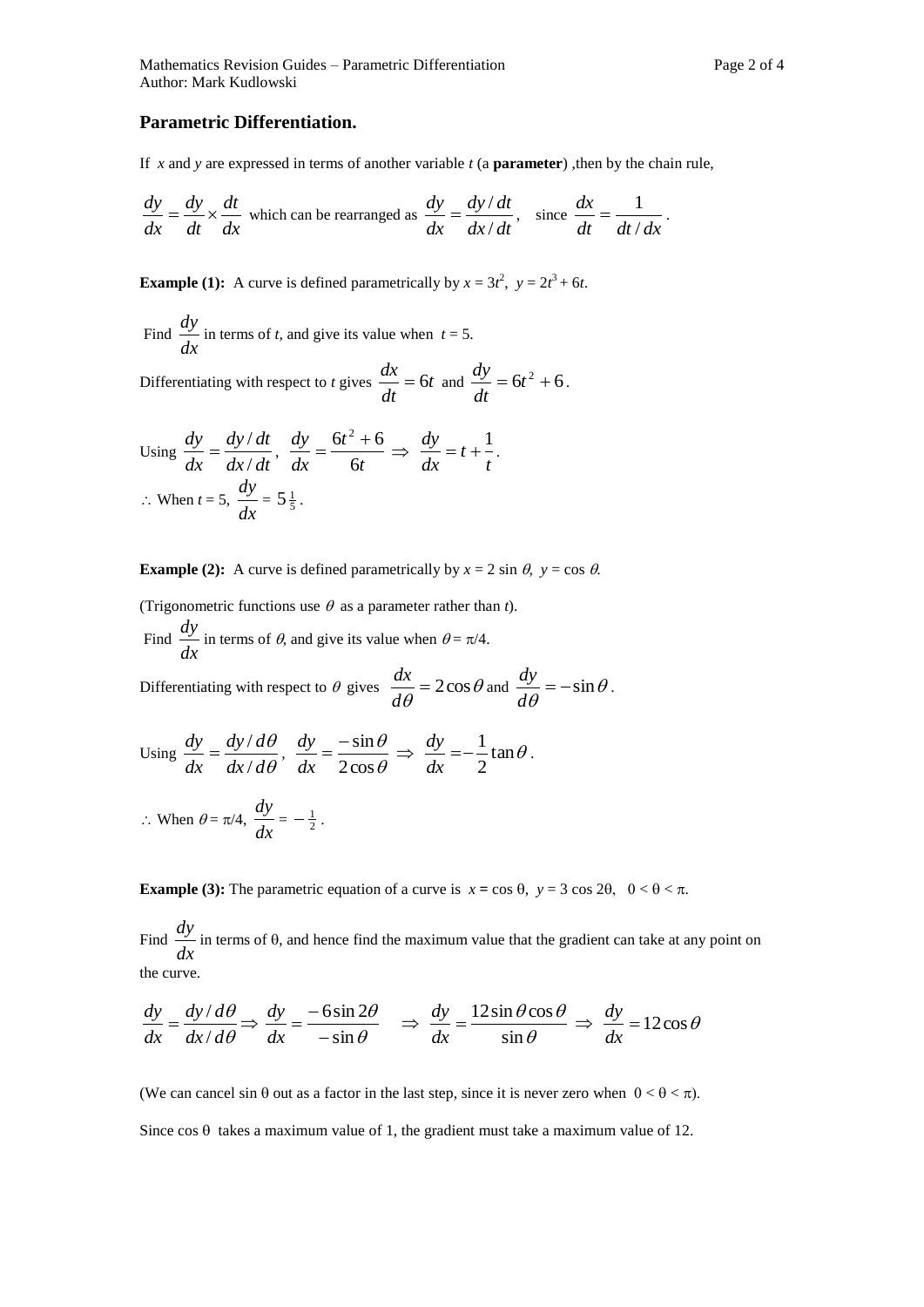## Parametric Differentiation.

If $x$ and $y$ are expressed in terms of another variable $t$ (a **parameter**) ,then by the chain rule,

$$\frac{dy}{dx} = \frac{dy}{dt} \times \frac{dt}{dx} \text{ which can be rearranged as } \frac{dy}{dx} = \frac{dy/dt}{dx/dt}, \quad \text{since } \frac{dx}{dt} = \frac{1}{dt/dx}.$$

**Example (1):** A curve is defined parametrically by $x = 3t^2$, $y = 2t^3 + 6t$.

Find $\frac{dy}{dx}$ in terms of $t$, and give its value when $t = 5$.

Differentiating with respect to $t$ gives $\frac{dx}{dt} = 6t$ and $\frac{dy}{dt} = 6t^2 + 6$.

Using $\frac{dy}{dx} = \frac{dy/dt}{dx/dt}$, $\frac{dy}{dx} = \frac{6t^2 + 6}{6t} \Rightarrow \frac{dy}{dx} = t + \frac{1}{t}$.

$\therefore$ When $t = 5$, $\frac{dy}{dx} = 5\frac{1}{5}$.

**Example (2):** A curve is defined parametrically by $x = 2\sin\theta$, $y = \cos\theta$.

(Trigonometric functions use $\theta$ as a parameter rather than $t$).

Find $\frac{dy}{dx}$ in terms of $\theta$, and give its value when $\theta = \pi/4$.

Differentiating with respect to $\theta$ gives $\frac{dx}{d\theta} = 2\cos\theta$ and $\frac{dy}{d\theta} = -\sin\theta$.

Using $\frac{dy}{dx} = \frac{dy/d\theta}{dx/d\theta}$, $\frac{dy}{dx} = \frac{-\sin\theta}{2\cos\theta} \Rightarrow \frac{dy}{dx} = -\frac{1}{2}\tan\theta$.

$\therefore$ When $\theta = \pi/4$, $\frac{dy}{dx} = -\frac{1}{2}$.

**Example (3):** The parametric equation of a curve is $x = \cos\theta$, $y = 3\cos 2\theta$, $0 < \theta < \pi$.

Find $\frac{dy}{dx}$ in terms of $\theta$, and hence find the maximum value that the gradient can take at any point on the curve.

$$\frac{dy}{dx} = \frac{dy/d\theta}{dx/d\theta} \Rightarrow \frac{dy}{dx} = \frac{-6\sin 2\theta}{-\sin\theta} \quad \Rightarrow \frac{dy}{dx} = \frac{12\sin\theta\cos\theta}{\sin\theta} \Rightarrow \frac{dy}{dx} = 12\cos\theta$$

(We can cancel $\sin\theta$ out as a factor in the last step, since it is never zero when $0 < \theta < \pi$).

Since $\cos\theta$ takes a maximum value of 1, the gradient must take a maximum value of 12.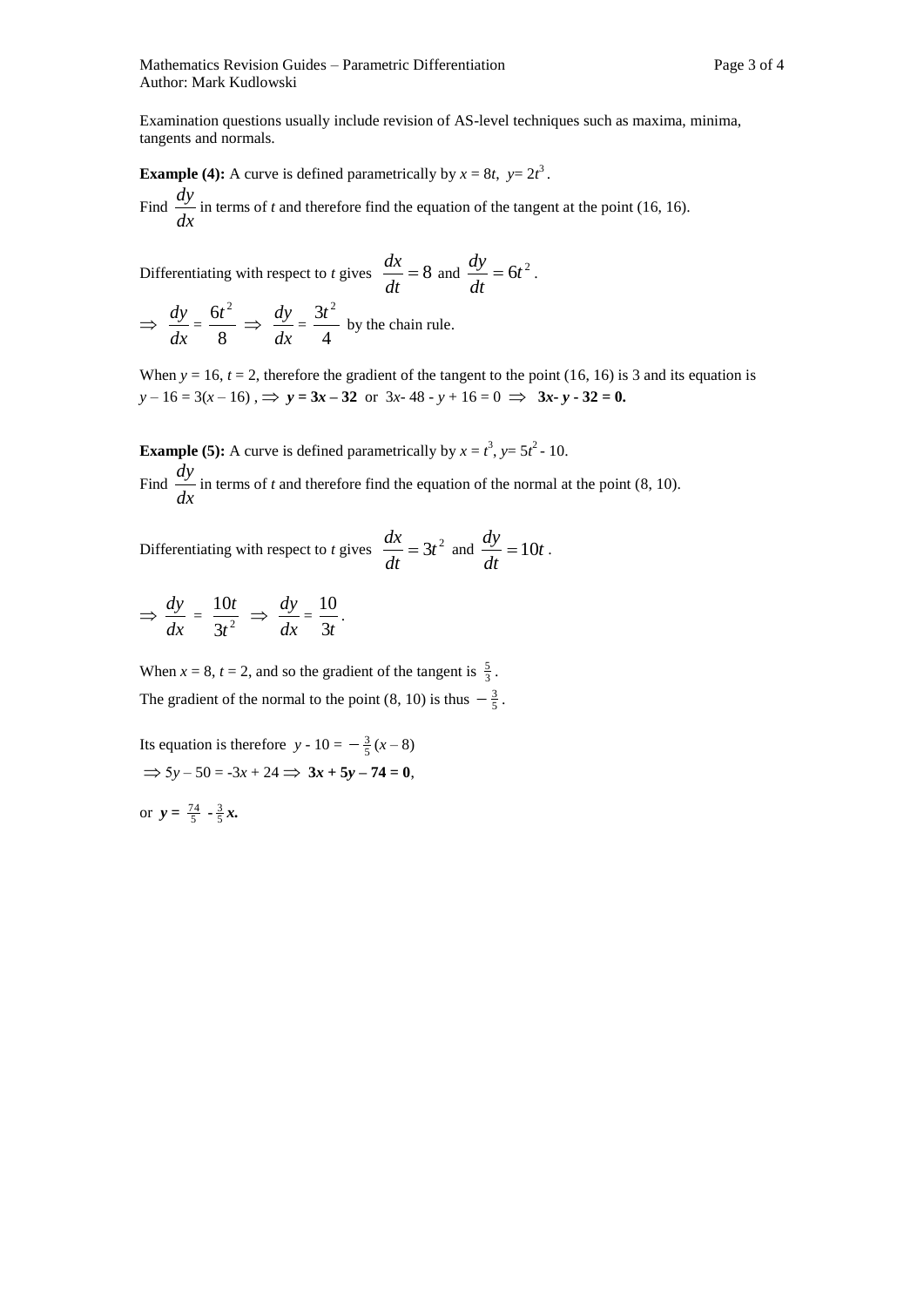Examination questions usually include revision of AS-level techniques such as maxima, minima, tangents and normals.

**Example (4):** A curve is defined parametrically by $x = 8t$, $y = 2t^3$.

Find $\frac{dy}{dx}$ in terms of $t$ and therefore find the equation of the tangent at the point (16, 16).

Differentiating with respect to $t$ gives $\frac{dx}{dt} = 8$ and $\frac{dy}{dt} = 6t^2$.

$\Rightarrow \frac{dy}{dx} = \frac{6t^2}{8} \Rightarrow \frac{dy}{dx} = \frac{3t^2}{4}$ by the chain rule.

When $y = 16$, $t = 2$, therefore the gradient of the tangent to the point (16, 16) is 3 and its equation is $y - 16 = 3(x - 16)$, $\Rightarrow$ $\boldsymbol{y = 3x - 32}$ or $3x - 48 - y + 16 = 0 \Rightarrow$ $\boldsymbol{3x - y - 32 = 0}$**.**

**Example (5):** A curve is defined parametrically by $x = t^3$, $y = 5t^2 - 10$.

Find $\frac{dy}{dx}$ in terms of $t$ and therefore find the equation of the normal at the point (8, 10).

Differentiating with respect to $t$ gives $\frac{dx}{dt} = 3t^2$ and $\frac{dy}{dt} = 10t$.

$\Rightarrow \frac{dy}{dx} = \frac{10t}{3t^2} \Rightarrow \frac{dy}{dx} = \frac{10}{3t}$.

When $x = 8$, $t = 2$, and so the gradient of the tangent is $\frac{5}{3}$.

The gradient of the normal to the point (8, 10) is thus $-\frac{3}{5}$.

Its equation is therefore $y - 10 = -\frac{3}{5}(x - 8)$

$\Rightarrow 5y - 50 = -3x + 24 \Rightarrow$ $\boldsymbol{3x + 5y - 74 = 0}$,

or $\boldsymbol{y = \frac{74}{5} - \frac{3}{5}x}$**.**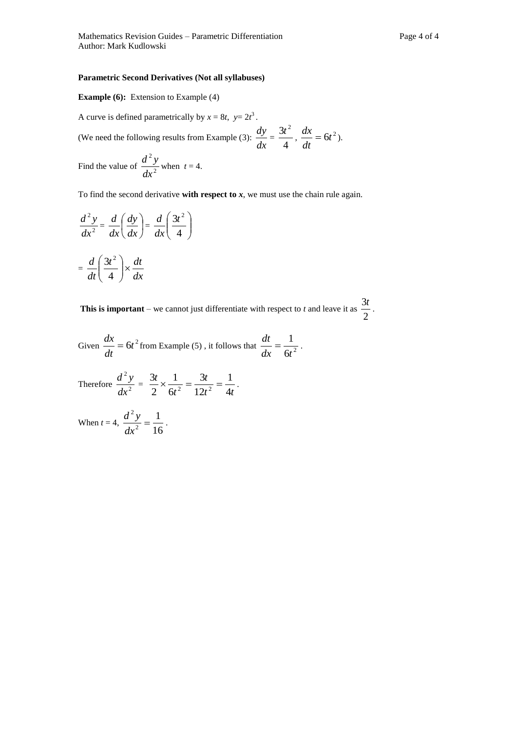**Parametric Second Derivatives (Not all syllabuses)**

**Example (6):** Extension to Example (4)

A curve is defined parametrically by $x = 8t$, $y = 2t^3$.

(We need the following results from Example (3): $\frac{dy}{dx} = \frac{3t^2}{4}$, $\frac{dx}{dt} = 6t^2$).

Find the value of $\frac{d^2y}{dx^2}$ when $t = 4$.

To find the second derivative **with respect to *x***, we must use the chain rule again.

$$\frac{d^2y}{dx^2} = \frac{d}{dx}\left(\frac{dy}{dx}\right) = \frac{d}{dx}\left(\frac{3t^2}{4}\right)$$

$$= \frac{d}{dt}\left(\frac{3t^2}{4}\right) \times \frac{dt}{dx}$$

**This is important** – we cannot just differentiate with respect to *t* and leave it as $\frac{3t}{2}$.

Given $\frac{dx}{dt} = 6t^2$ from Example (5), it follows that $\frac{dt}{dx} = \frac{1}{6t^2}$.

Therefore $\frac{d^2y}{dx^2} = \frac{3t}{2} \times \frac{1}{6t^2} = \frac{3t}{12t^2} = \frac{1}{4t}$.

When $t = 4$, $\frac{d^2y}{dx^2} = \frac{1}{16}$.